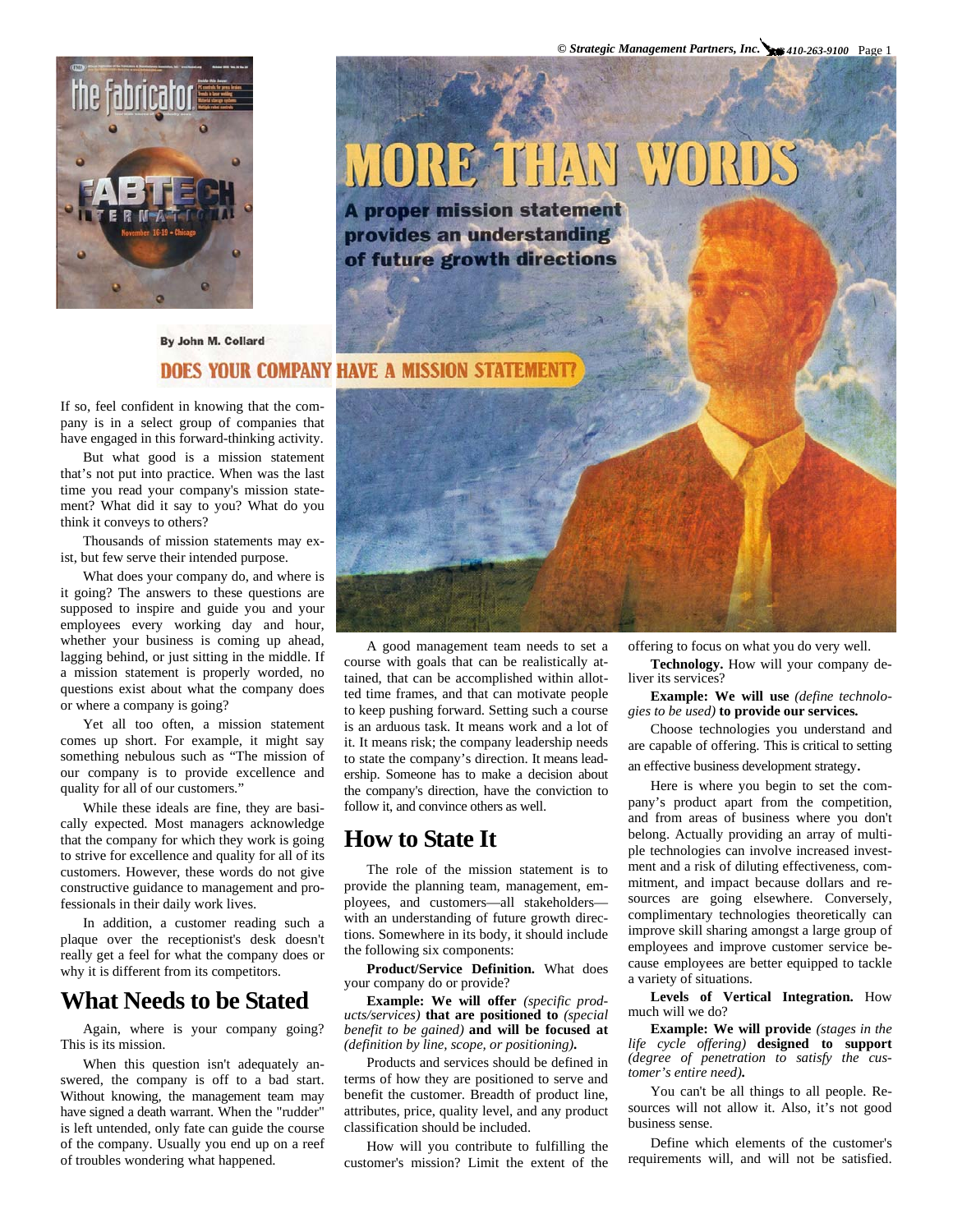# MORE THAN WORDS

**A proper mission statement provides an understanding of future growth directions**

By John M. Collard

## DOES YOUR COMPANY HAVE A MISSION STATEMENT?

If so, feel confident in knowing that the company is in a select group of companies that have engaged in this forward-thinking activity.

But what good is a mission statement that's not put into practice. When was the last time you read your company's mission statement? What did it say to you? What do you think it conveys to others?

Thousands of mission statements may exist, but few serve their intended purpose.

What does your company do, and where is it going? The answers to these questions are supposed to inspire and guide you and your employees every working day and hour, whether your business is coming up ahead, lagging behind, or just sitting in the middle. If a mission statement is properly worded, no questions exist about what the company does or where a company is going?

Yet all too often, a mission statement comes up short. For example, it might say something nebulous such as "The mission of our company is to provide excellence and quality for all of our customers."

While these ideals are fine, they are basically expected. Most managers acknowledge that the company for which they work is going to strive for excellence and quality for all of its customers. However, these words do not give constructive guidance to management and professionals in their daily work lives.

In addition, a customer reading such a plaque over the receptionist's desk doesn't really get a feel for what the company does or why it is different from its competitors.

## What Needs to be Stated

Again, where is your company going? This is its mission.

When this question isn't adequately answered, the company is off to a bad start. Without knowing, the management team may have signed a death warrant. When the "rudder" is left untended, only fate can guide the course of the company. Usually you end up on a reef of troubles wondering what happened.

A good management team needs to set a course with goals that can be realistically attained, that can be accomplished within allotted time frames, and that can motivate people to keep pushing forward. Setting such a course is an arduous task. It means work and a lot of it. It means risk; the company leadership needs to state the company's direction. It means leadership. Someone has to make a decision about the company's direction, have the conviction to follow it, and convince others as well.

## How to State It

The role of the mission statement is to provide the planning team, management, employees, and customers—all stakeholders—with an understanding of future growth directions. Somewhere in its body, it should include the following six components:

**Product/Service Definition.** What does your company do or provide?

**Example: We will offer** *(specific products/services)* **that are positioned to** *(special benefit to be gained)* **and will be focused at** *(definition by line, scope, or positioning)***.**

Products and services should be defined in terms of how they are positioned to serve and benefit the customer. Breadth of product line, attributes, price, quality level, and any product classification should be included.

How will you contribute to fulfilling the customer's mission? Limit the extent of the offering to focus on what you do very well.

**Technology.** How will your company deliver its services?

**Example: We will use** *(define technologies to be used)* **to provide our services.**

Choose technologies you understand and are capable of offering. This is critical to setting an effective business development strategy.

Here is where you begin to set the company's product apart from the competition, and from areas of business where you don't belong. Actually providing an array of multiple technologies can involve increased investment and a risk of diluting effectiveness, commitment, and impact because dollars and resources are going elsewhere. Conversely, complimentary technologies theoretically can improve skill sharing amongst a large group of employees and improve customer service because employees are better equipped to tackle a variety of situations.

**Levels of Vertical Integration.** How much will we do?

**Example: We will provide** *(stages in the life cycle offering)* **designed to support** *(degree of penetration to satisfy the customer's entire need)***.**

You can't be all things to all people. Resources will not allow it. Also, it's not good business sense.

Define which elements of the customer's requirements will, and will not be satisfied.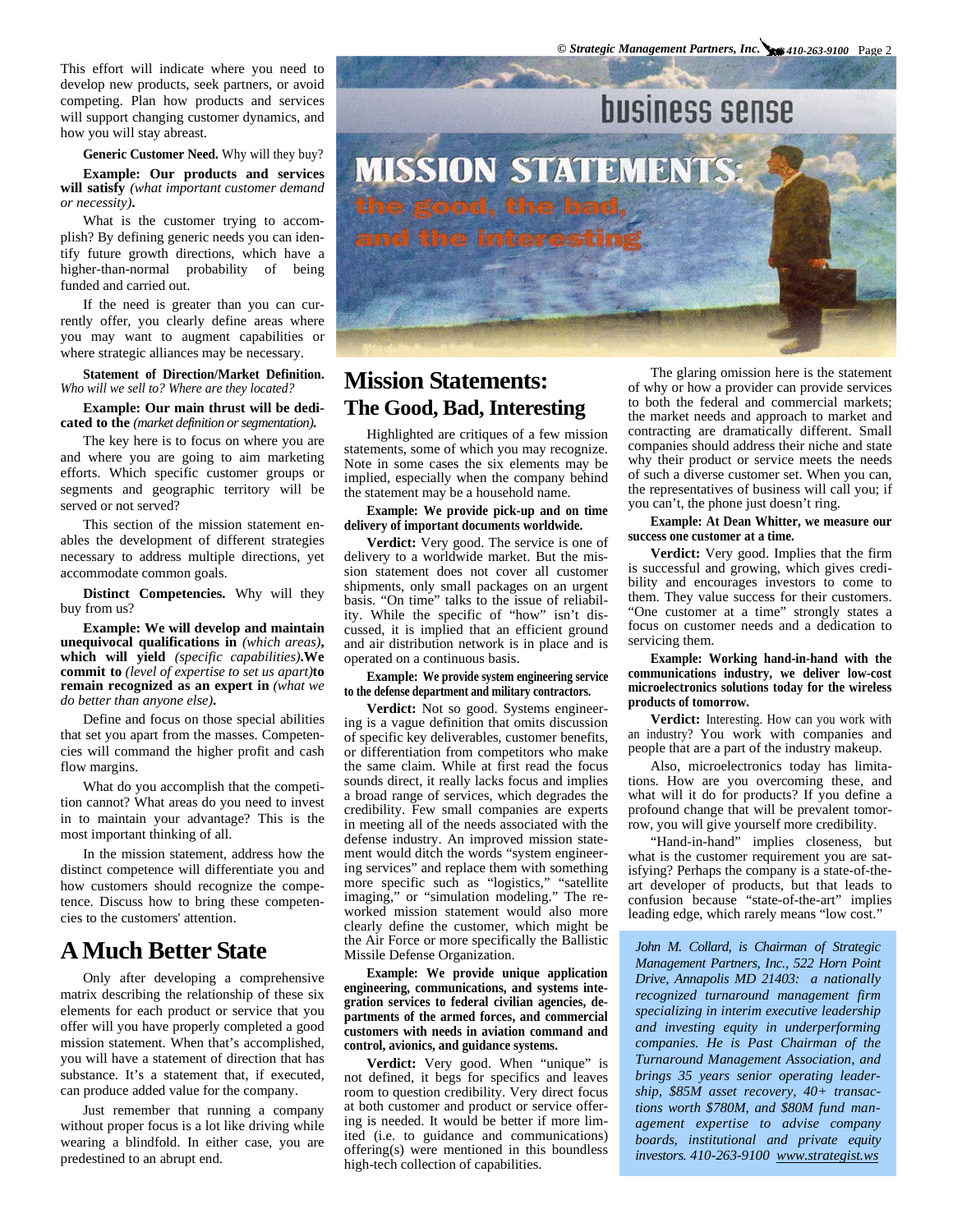This effort will indicate where you need to develop new products, seek partners, or avoid competing. Plan how products and services will support changing customer dynamics, and how you will stay abreast.

**Generic Customer Need.** Why will they buy?

**Example: Our products and services will satisfy** *(what important customer demand or necessity)***.**

What is the customer trying to accomplish? By defining generic needs you can identify future growth directions, which have a higher-than-normal probability of being funded and carried out.

If the need is greater than you can currently offer, you clearly define areas where you may want to augment capabilities or where strategic alliances may be necessary.

**Statement of Direction/Market Definition.** *Who will we sell to? Where are they located?*

**Example: Our main thrust will be dedicated to the** *(market definition or segmentation)***.**

The key here is to focus on where you are and where you are going to aim marketing efforts. Which specific customer groups or segments and geographic territory will be served or not served?

This section of the mission statement enables the development of different strategies necessary to address multiple directions, yet accommodate common goals.

**Distinct Competencies.** Why will they buy from us?

**Example: We will develop and maintain unequivocal qualifications in** *(which areas)***, which will yield** *(specific capabilities)***.We commit to** *(level of expertise to set us apart)***to remain recognized as an expert in** *(what we do better than anyone else)***.**

Define and focus on those special abilities that set you apart from the masses. Competencies will command the higher profit and cash flow margins.

What do you accomplish that the competition cannot? What areas do you need to invest in to maintain your advantage? This is the most important thinking of all.

In the mission statement, address how the distinct competence will differentiate you and how customers should recognize the competence. Discuss how to bring these competencies to the customers' attention.

## A Much Better State

Only after developing a comprehensive matrix describing the relationship of these six elements for each product or service that you offer will you have properly completed a good mission statement. When that's accomplished, you will have a statement of direction that has substance. It's a statement that, if executed, can produce added value for the company.

Just remember that running a company without proper focus is a lot like driving while wearing a blindfold. In either case, you are predestined to an abrupt end.

business sense

MISSION STATEMENTS: the good, the bad, and the interesting

## Mission Statements: The Good, Bad, Interesting

Highlighted are critiques of a few mission statements, some of which you may recognize. Note in some cases the six elements may be implied, especially when the company behind the statement may be a household name.

**Example: We provide pick-up and on time delivery of important documents worldwide.**

**Verdict:** Very good. The service is one of delivery to a worldwide market. But the mission statement does not cover all customer shipments, only small packages on an urgent basis. "On time" talks to the issue of reliability. While the specific of "how" isn't discussed, it is implied that an efficient ground and air distribution network is in place and is operated on a continuous basis.

**Example: We provide system engineering service to the defense department and military contractors.**

**Verdict:** Not so good. Systems engineering is a vague definition that omits discussion of specific key deliverables, customer benefits, or differentiation from competitors who make the same claim. While at first read the focus sounds direct, it really lacks focus and implies a broad range of services, which degrades the credibility. Few small companies are experts in meeting all of the needs associated with the defense industry. An improved mission statement would ditch the words "system engineering services" and replace them with something more specific such as "logistics," "satellite imaging," or "simulation modeling." The reworked mission statement would also more clearly define the customer, which might be the Air Force or more specifically the Ballistic Missile Defense Organization.

**Example: We provide unique application engineering, communications, and systems integration services to federal civilian agencies, departments of the armed forces, and commercial customers with needs in aviation command and control, avionics, and guidance systems.**

**Verdict:** Very good. When "unique" is not defined, it begs for specifics and leaves room to question credibility. Very direct focus at both customer and product or service offering is needed. It would be better if more limited (i.e. to guidance and communications) offering(s) were mentioned in this boundless high-tech collection of capabilities.

The glaring omission here is the statement of why or how a provider can provide services to both the federal and commercial markets; the market needs and approach to market and contracting are dramatically different. Small companies should address their niche and state why their product or service meets the needs of such a diverse customer set. When you can, the representatives of business will call you; if you can't, the phone just doesn't ring.

**Example: At Dean Whitter, we measure our success one customer at a time.**

**Verdict:** Very good. Implies that the firm is successful and growing, which gives credibility and encourages investors to come to them. They value success for their customers. "One customer at a time" strongly states a focus on customer needs and a dedication to servicing them.

**Example: Working hand-in-hand with the communications industry, we deliver low-cost microelectronics solutions today for the wireless products of tomorrow.**

**Verdict:** Interesting. How can you work with an industry? You work with companies and people that are a part of the industry makeup.

Also, microelectronics today has limitations. How are you overcoming these, and what will it do for products? If you define a profound change that will be prevalent tomorrow, you will give yourself more credibility.

"Hand-in-hand" implies closeness, but what is the customer requirement you are satisfying? Perhaps the company is a state-of-the-art developer of products, but that leads to confusion because "state-of-the-art" implies leading edge, which rarely means "low cost."

*John M. Collard, is Chairman of Strategic Management Partners, Inc., 522 Horn Point Drive, Annapolis MD 21403: a nationally recognized turnaround management firm specializing in interim executive leadership and investing equity in underperforming companies. He is Past Chairman of the Turnaround Management Association, and brings 35 years senior operating leadership, $85M asset recovery, 40+ transactions worth $780M, and $80M fund management expertise to advise company boards, institutional and private equity investors. 410-263-9100 www.strategist.ws*